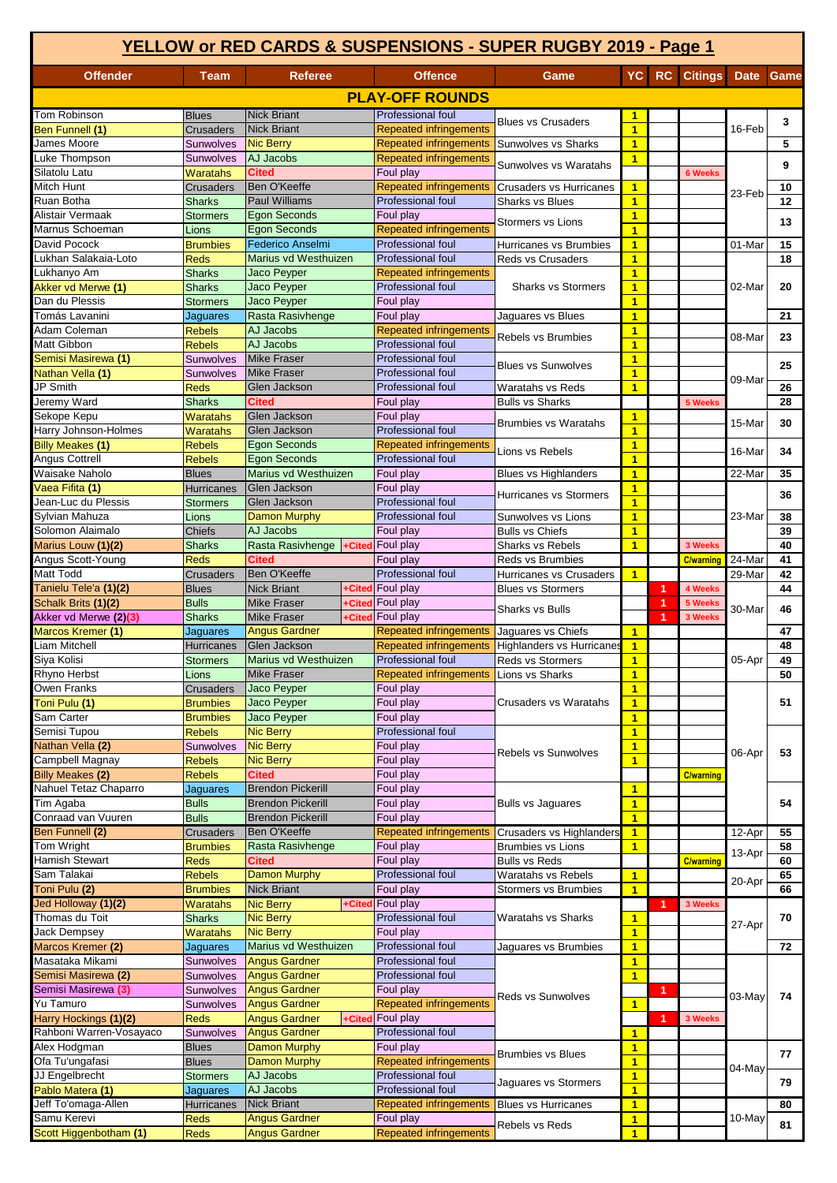# YELLOW or RED CARDS & SUSPENSIONS - SUPER RUGBY 2019 - Page 1

| Offender | Team | Referee | Offence | Game | YC | RC | Citings | Date | Game |
|---|---|---|---|---|---|---|---|---|---|
| **PLAY-OFF ROUNDS** | | | | | | | | | |
| Tom Robinson | Blues | Nick Briant | Professional foul | Blues vs Crusaders | 1 | | | 16-Feb | 3 |
| Ben Funnell (1) | Crusaders | Nick Briant | Repeated infringements | | 1 | | | | |
| James Moore | Sunwolves | Nic Berry | Repeated infringements | Sunwolves vs Sharks | 1 | | | | 5 |
| Luke Thompson | Sunwolves | AJ Jacobs | Repeated infringements | Sunwolves vs Waratahs | 1 | | | 23-Feb | 9 |
| Silatolu Latu | Waratahs | Cited | Foul play | | | | 6 Weeks | | |
| Mitch Hunt | Crusaders | Ben O'Keeffe | Repeated infringements | Crusaders vs Hurricanes | 1 | | | | 10 |
| Ruan Botha | Sharks | Paul Williams | Professional foul | Sharks vs Blues | 1 | | | | 12 |
| Alistair Vermaak | Stormers | Egon Seconds | Foul play | Stormers vs Lions | 1 | | | | 13 |
| Marnus Schoeman | Lions | Egon Seconds | Repeated infringements | | 1 | | | | |
| David Pocock | Brumbies | Federico Anselmi | Professional foul | Hurricanes vs Brumbies | 1 | | | 01-Mar | 15 |
| Lukhan Salakaia-Loto | Reds | Marius vd Westhuizen | Professional foul | Reds vs Crusaders | 1 | | | | 18 |
| Lukhanyo Am | Sharks | Jaco Peyper | Repeated infringements | Sharks vs Stormers | 1 | | | 02-Mar | 20 |
| Akker vd Merwe (1) | Sharks | Jaco Peyper | Professional foul | | 1 | | | | |
| Dan du Plessis | Stormers | Jaco Peyper | Foul play | | 1 | | | | |
| Tomás Lavanini | Jaguares | Rasta Rasivhenge | Foul play | Jaguares vs Blues | 1 | | | | 21 |
| Adam Coleman | Rebels | AJ Jacobs | Repeated infringements | Rebels vs Brumbies | 1 | | | 08-Mar | 23 |
| Matt Gibbon | Rebels | AJ Jacobs | Professional foul | | 1 | | | | |
| Semisi Masirewa (1) | Sunwolves | Mike Fraser | Professional foul | Blues vs Sunwolves | 1 | | | 09-Mar | 25 |
| Nathan Vella (1) | Sunwolves | Mike Fraser | Professional foul | | 1 | | | | |
| JP Smith | Reds | Glen Jackson | Professional foul | Waratahs vs Reds | 1 | | | | 26 |
| Jeremy Ward | Sharks | Cited | Foul play | Bulls vs Sharks | | | 5 Weeks | | 28 |
| Sekope Kepu | Waratahs | Glen Jackson | Foul play | Brumbies vs Waratahs | 1 | | | 15-Mar | 30 |
| Harry Johnson-Holmes | Waratahs | Glen Jackson | Professional foul | | 1 | | | | |
| Billy Meakes (1) | Rebels | Egon Seconds | Repeated infringements | Lions vs Rebels | 1 | | | 16-Mar | 34 |
| Angus Cottrell | Rebels | Egon Seconds | Professional foul | | 1 | | | | |
| Waisake Naholo | Blues | Marius vd Westhuizen | Foul play | Blues vs Highlanders | 1 | | | 22-Mar | 35 |
| Vaea Fifita (1) | Hurricanes | Glen Jackson | Foul play | Hurricanes vs Stormers | 1 | | | 23-Mar | 36 |
| Jean-Luc du Plessis | Stormers | Glen Jackson | Professional foul | | 1 | | | | |
| Sylvian Mahuza | Lions | Damon Murphy | Professional foul | Sunwolves vs Lions | 1 | | | | 38 |
| Solomon Alaimalo | Chiefs | AJ Jacobs | Foul play | Bulls vs Chiefs | 1 | | | | 39 |
| Marius Louw (1)(2) | Sharks | Rasta Rasivhenge +Cited | Foul play | Sharks vs Rebels | 1 | | 3 Weeks | | 40 |
| Angus Scott-Young | Reds | Cited | Foul play | Reds vs Brumbies | | | C/warning | 24-Mar | 41 |
| Matt Todd | Crusaders | Ben O'Keeffe | Professional foul | Hurricanes vs Crusaders | 1 | | | 29-Mar | 42 |
| Tanielu Tele'a (1)(2) | Blues | Nick Briant +Cited | Foul play | Blues vs Stormers | | 1 | 4 Weeks | 30-Mar | 44 |
| Schalk Brits (1)(2) | Bulls | Mike Fraser +Cited | Foul play | Sharks vs Bulls | | 1 | 5 Weeks | | 46 |
| Akker vd Merwe (2)(3) | Sharks | Mike Fraser +Cited | Foul play | | | 1 | 3 Weeks | | |
| Marcos Kremer (1) | Jaguares | Angus Gardner | Repeated infringements | Jaguares vs Chiefs | 1 | | | | 47 |
| Liam Mitchell | Hurricanes | Glen Jackson | Repeated infringements | Highlanders vs Hurricanes | 1 | | | 05-Apr | 48 |
| Siya Kolisi | Stormers | Marius vd Westhuizen | Professional foul | Reds vs Stormers | 1 | | | | 49 |
| Rhyno Herbst | Lions | Mike Fraser | Repeated infringements | Lions vs Sharks | 1 | | | | 50 |
| Owen Franks | Crusaders | Jaco Peyper | Foul play | Crusaders vs Waratahs | 1 | | | 06-Apr | 51 |
| Toni Pulu (1) | Brumbies | Jaco Peyper | Foul play | | 1 | | | | |
| Sam Carter | Brumbies | Jaco Peyper | Foul play | | 1 | | | | |
| Semisi Tupou | Rebels | Nic Berry | Professional foul | Rebels vs Sunwolves | 1 | | | | 53 |
| Nathan Vella (2) | Sunwolves | Nic Berry | Foul play | | 1 | | | | |
| Campbell Magnay | Rebels | Nic Berry | Foul play | | 1 | | | | |
| Billy Meakes (2) | Rebels | Cited | Foul play | | | | C/warning | | |
| Nahuel Tetaz Chaparro | Jaguares | Brendon Pickerill | Foul play | Bulls vs Jaguares | 1 | | | | 54 |
| Tim Agaba | Bulls | Brendon Pickerill | Foul play | | 1 | | | | |
| Conraad van Vuuren | Bulls | Brendon Pickerill | Foul play | | 1 | | | | |
| Ben Funnell (2) | Crusaders | Ben O'Keeffe | Repeated infringements | Crusaders vs Highlanders | 1 | | | 12-Apr | 55 |
| Tom Wright | Brumbies | Rasta Rasivhenge | Foul play | Brumbies vs Lions | 1 | | | 13-Apr | 58 |
| Hamish Stewart | Reds | Cited | Foul play | Bulls vs Reds | | | C/warning | | 60 |
| Sam Talakai | Rebels | Damon Murphy | Professional foul | Waratahs vs Rebels | 1 | | | 20-Apr | 65 |
| Toni Pulu (2) | Brumbies | Nick Briant | Foul play | Stormers vs Brumbies | 1 | | | | 66 |
| Jed Holloway (1)(2) | Waratahs | Nic Berry +Cited | Foul play | Waratahs vs Sharks | | 1 | 3 Weeks | 27-Apr | 70 |
| Thomas du Toit | Sharks | Nic Berry | Professional foul | | 1 | | | | |
| Jack Dempsey | Waratahs | Nic Berry | Foul play | | 1 | | | | |
| Marcos Kremer (2) | Jaguares | Marius vd Westhuizen | Professional foul | Jaguares vs Brumbies | 1 | | | | 72 |
| Masataka Mikami | Sunwolves | Angus Gardner | Professional foul | Reds vs Sunwolves | 1 | | | 03-May | 74 |
| Semisi Masirewa (2) | Sunwolves | Angus Gardner | Professional foul | | 1 | | | | |
| Semisi Masirewa (3) | Sunwolves | Angus Gardner | Foul play | | | 1 | | | |
| Yu Tamuro | Sunwolves | Angus Gardner | Repeated infringements | | 1 | | | | |
| Harry Hockings (1)(2) | Reds | Angus Gardner +Cited | Foul play | | | 1 | 3 Weeks | | |
| Rahboni Warren-Vosayaco | Sunwolves | Angus Gardner | Professional foul | | 1 | | | | |
| Alex Hodgman | Blues | Damon Murphy | Foul play | Brumbies vs Blues | 1 | | | 04-May | 77 |
| Ofa Tu'ungafasi | Blues | Damon Murphy | Repeated infringements | | 1 | | | | |
| JJ Engelbrecht | Stormers | AJ Jacobs | Professional foul | Jaguares vs Stormers | 1 | | | | 79 |
| Pablo Matera (1) | Jaguares | AJ Jacobs | Professional foul | | 1 | | | | |
| Jeff To'omaga-Allen | Hurricanes | Nick Briant | Repeated infringements | Blues vs Hurricanes | 1 | | | 10-May | 80 |
| Samu Kerevi | Reds | Angus Gardner | Foul play | Rebels vs Reds | 1 | | | | 81 |
| Scott Higgenbotham (1) | Reds | Angus Gardner | Repeated infringements | | 1 | | | | |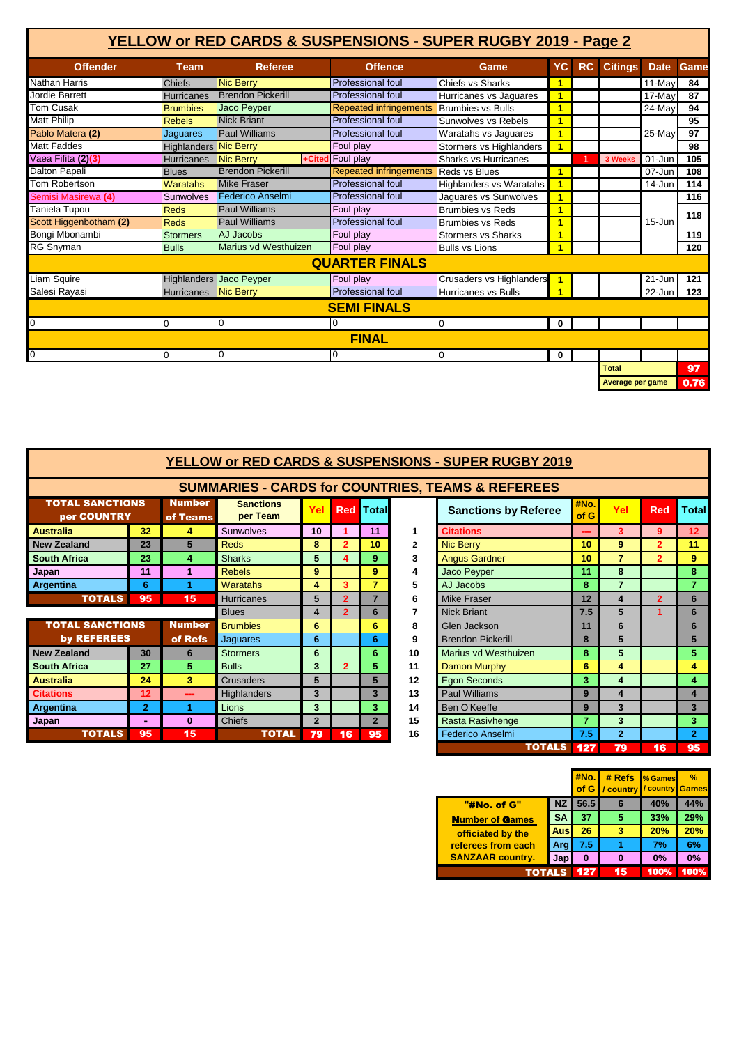# YELLOW or RED CARDS & SUSPENSIONS - SUPER RUGBY 2019 - Page 2

| Offender | Team | Referee | Offence | Game | YC | RC | Citings | Date | Game |
|---|---|---|---|---|---|---|---|---|---|
| Nathan Harris | Chiefs | Nic Berry | Professional foul | Chiefs vs Sharks | 1 | | | 11-May | 84 |
| Jordie Barrett | Hurricanes | Brendon Pickerill | Professional foul | Hurricanes vs Jaguares | 1 | | | 17-May | 87 |
| Tom Cusak | Brumbies | Jaco Peyper | Repeated infringements | Brumbies vs Bulls | 1 | | | 24-May | 94 |
| Matt Philip | Rebels | Nick Briant | Professional foul | Sunwolves vs Rebels | 1 | | | | 95 |
| Pablo Matera **(2)** | Jaguares | Paul Williams | Professional foul | Waratahs vs Jaguares | 1 | | | 25-May | 97 |
| Matt Faddes | Highlanders | Nic Berry | Foul play | Stormers vs Highlanders | 1 | | | | 98 |
| Vaea Fifita **(2)(3)** | Hurricanes | Nic Berry +Cited | Foul play | Sharks vs Hurricanes | | 1 | 3 Weeks | 01-Jun | 105 |
| Dalton Papali | Blues | Brendon Pickerill | Repeated infringements | Reds vs Blues | 1 | | | 07-Jun | 108 |
| Tom Robertson | Waratahs | Mike Fraser | Professional foul | Highlanders vs Waratahs | 1 | | | 14-Jun | 114 |
| Semisi Masirewa **(4)** | Sunwolves | Federico Anselmi | Professional foul | Jaguares vs Sunwolves | 1 | | | | 116 |
| Taniela Tupou | Reds | Paul Williams | Foul play | Brumbies vs Reds | 1 | | | 15-Jun | 118 |
| Scott Higgenbotham **(2)** | Reds | Paul Williams | Professional foul | Brumbies vs Reds | 1 | | | | |
| Bongi Mbonambi | Stormers | AJ Jacobs | Foul play | Stormers vs Sharks | 1 | | | | 119 |
| RG Snyman | Bulls | Marius vd Westhuizen | Foul play | Bulls vs Lions | 1 | | | | 120 |
| **QUARTER FINALS** | | | | | | | | | |
| Liam Squire | Highlanders | Jaco Peyper | Foul play | Crusaders vs Highlanders | 1 | | | 21-Jun | 121 |
| Salesi Rayasi | Hurricanes | Nic Berry | Professional foul | Hurricanes vs Bulls | 1 | | | 22-Jun | 123 |
| **SEMI FINALS** | | | | | | | | | |
| 0 | 0 | 0 | 0 | 0 | 0 | | | | |
| **FINAL** | | | | | | | | | |
| 0 | 0 | 0 | 0 | 0 | 0 | | | | |
| | | | | | | | Total | | 97 |
| | | | | | | | Average per game | | 0.76 |

# YELLOW or RED CARDS & SUSPENSIONS - SUPER RUGBY 2019

## SUMMARIES - CARDS for COUNTRIES, TEAMS & REFEREES

| TOTAL SANCTIONS per COUNTRY | | Number of Teams |
|---|---|---|
| Australia | 32 | 4 |
| New Zealand | 23 | 5 |
| South Africa | 23 | 4 |
| Japan | 11 | 1 |
| Argentina | 6 | 1 |
| TOTALS | 95 | 15 |

| TOTAL SANCTIONS by REFEREES | | Number of Refs |
|---|---|---|
| New Zealand | 30 | 6 |
| South Africa | 27 | 5 |
| Australia | 24 | 3 |
| Citations | 12 | --- |
| Argentina | 2 | 1 |
| Japan | - | 0 |
| TOTALS | 95 | 15 |

| Sanctions per Team | Yel | Red | Total |
|---|---|---|---|
| Sunwolves | 10 | 1 | 11 |
| Reds | 8 | 2 | 10 |
| Sharks | 5 | 4 | 9 |
| Rebels | 9 | | 9 |
| Waratahs | 4 | 3 | 7 |
| Hurricanes | 5 | 2 | 7 |
| Blues | 4 | 2 | 6 |
| Brumbies | 6 | | 6 |
| Jaguares | 6 | | 6 |
| Stormers | 6 | | 6 |
| Bulls | 3 | 2 | 5 |
| Crusaders | 5 | | 5 |
| Highlanders | 3 | | 3 |
| Lions | 3 | | 3 |
| Chiefs | 2 | | 2 |
| TOTAL | 79 | 16 | 95 |

| | Sanctions by Referee | #No. of G | Yel | Red | Total |
|---|---|---|---|---|---|
| 1 | Citations | --- | 3 | 9 | 12 |
| 2 | Nic Berry | 10 | 9 | 2 | 11 |
| 3 | Angus Gardner | 10 | 7 | 2 | 9 |
| 4 | Jaco Peyper | 11 | 8 | | 8 |
| 5 | AJ Jacobs | 8 | 7 | | 7 |
| 6 | Mike Fraser | 12 | 4 | 2 | 6 |
| 7 | Nick Briant | 7.5 | 5 | 1 | 6 |
| 8 | Glen Jackson | 11 | 6 | | 6 |
| 9 | Brendon Pickerill | 8 | 5 | | 5 |
| 10 | Marius vd Westhuizen | 8 | 5 | | 5 |
| 11 | Damon Murphy | 6 | 4 | | 4 |
| 12 | Egon Seconds | 3 | 4 | | 4 |
| 13 | Paul Williams | 9 | 4 | | 4 |
| 14 | Ben O'Keeffe | 9 | 3 | | 3 |
| 15 | Rasta Rasivhenge | 7 | 3 | | 3 |
| 16 | Federico Anselmi | 7.5 | 2 | | 2 |
| | TOTALS | 127 | 79 | 16 | 95 |

| | | #No. of G | # Refs / country | % Games / country | % Games |
|---|---|---|---|---|---|
| "#No. of G" **N**umber of **G**ames officiated by the referees from each SANZAAR country. | NZ | 56.5 | 6 | 40% | 44% |
| | SA | 37 | 5 | 33% | 29% |
| | Aus | 26 | 3 | 20% | 20% |
| | Arg | 7.5 | 1 | 7% | 6% |
| | Jap | 0 | 0 | 0% | 0% |
| TOTALS | | 127 | 15 | 100% | 100% |